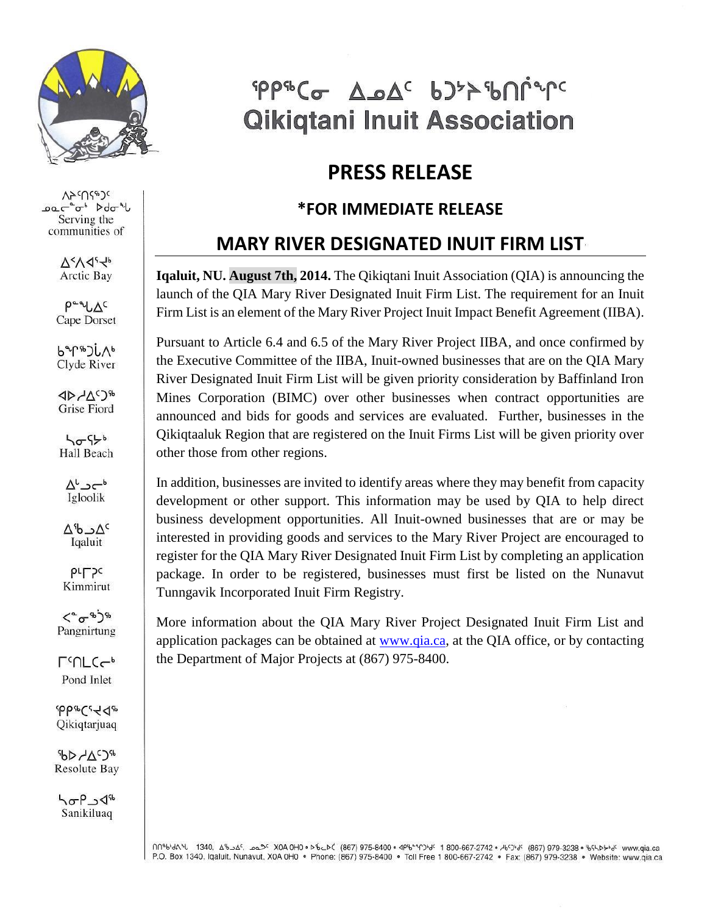ᕿᑭᖅᑖᓂ ᐃᓄᐃᑦ ᑲᑐᔾᔨᖃᑎᒌᖏᑦ
**Qikiqtani Inuit Association**

# PRESS RELEASE

## *FOR IMMEDIATE RELEASE

## MARY RIVER DESIGNATED INUIT FIRM LIST

Serving the communities of: Arctic Bay, Cape Dorset, Clyde River, Grise Fiord, Hall Beach, Igloolik, Iqaluit, Kimmirut, Pangnirtung, Pond Inlet, Qikiqtarjuaq, Resolute Bay, Sanikiluaq

**Iqaluit, NU. August 7th, 2014.** The Qikiqtani Inuit Association (QIA) is announcing the launch of the QIA Mary River Designated Inuit Firm List. The requirement for an Inuit Firm List is an element of the Mary River Project Inuit Impact Benefit Agreement (IIBA).

Pursuant to Article 6.4 and 6.5 of the Mary River Project IIBA, and once confirmed by the Executive Committee of the IIBA, Inuit-owned businesses that are on the QIA Mary River Designated Inuit Firm List will be given priority consideration by Baffinland Iron Mines Corporation (BIMC) over other businesses when contract opportunities are announced and bids for goods and services are evaluated. Further, businesses in the Qikiqtaaluk Region that are registered on the Inuit Firms List will be given priority over other those from other regions.

In addition, businesses are invited to identify areas where they may benefit from capacity development or other support. This information may be used by QIA to help direct business development opportunities. All Inuit-owned businesses that are or may be interested in providing goods and services to the Mary River Project are encouraged to register for the QIA Mary River Designated Inuit Firm List by completing an application package. In order to be registered, businesses must first be listed on the Nunavut Tunngavik Incorporated Inuit Firm Registry.

More information about the QIA Mary River Project Designated Inuit Firm List and application packages can be obtained at www.qia.ca, at the QIA office, or by contacting the Department of Major Projects at (867) 975-8400.

P.O. Box 1340, Iqaluit, Nunavut, X0A 0H0 • Phone: (867) 975-8400 • Toll Free 1 800-667-2742 • Fax: (867) 979-3238 • Website: www.qia.ca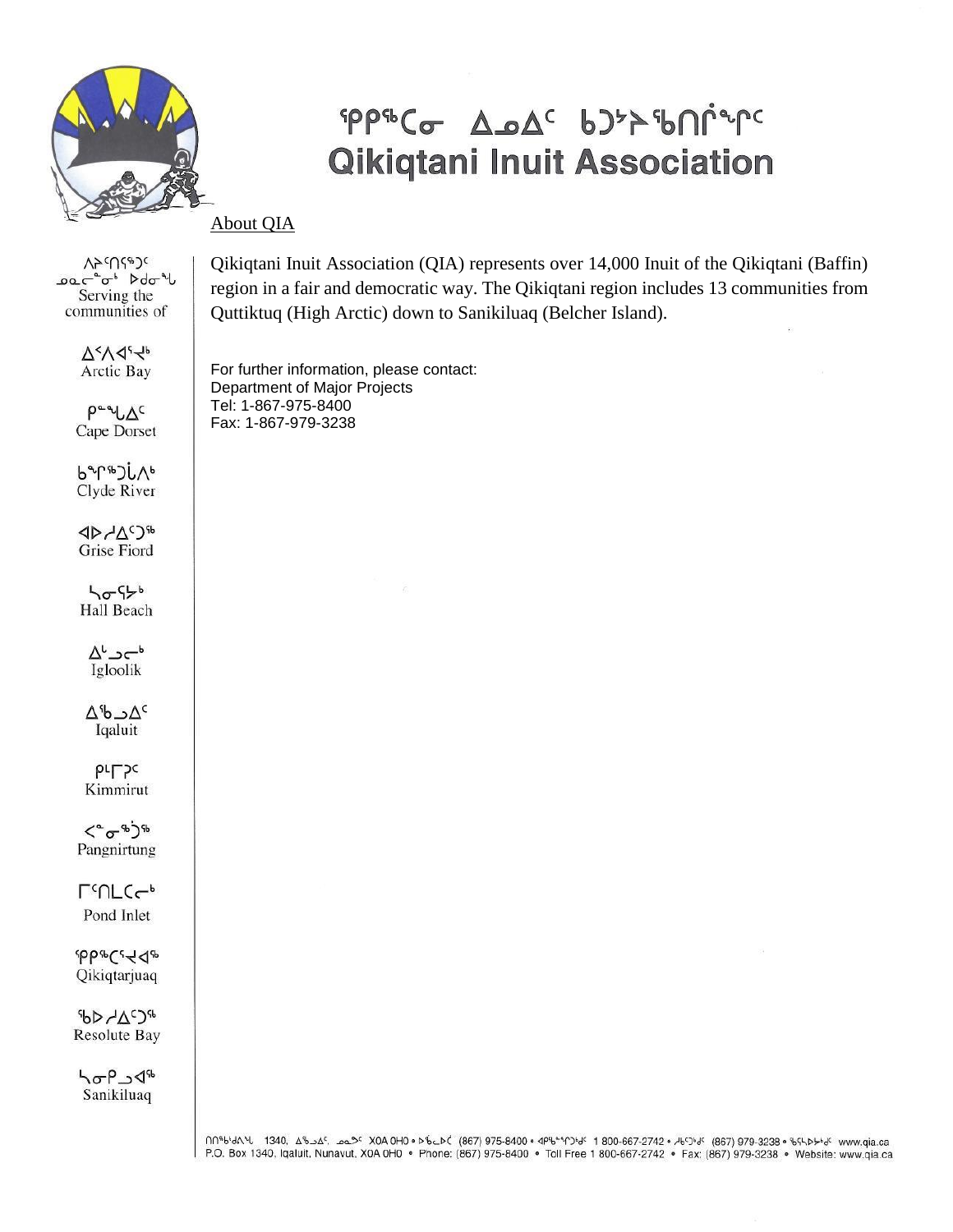# ᕿᑭᖅᑕᓂ ᐃᓄᐃᑦ ᑲᑐᔾᔨᖃᑎᒋᓐᖏᑦ
# Qikiqtani Inuit Association

About QIA

Qikiqtani Inuit Association (QIA) represents over 14,000 Inuit of the Qikiqtani (Baffin) region in a fair and democratic way. The Qikiqtani region includes 13 communities from Quttiktuq (High Arctic) down to Sanikiluaq (Belcher Island).

For further information, please contact:
Department of Major Projects
Tel: 1-867-975-8400
Fax: 1-867-979-3238

ᐱᔨᑦᑎᕋᖅᑐᑦ ᓄᓇᓕᖕᓂᒃ ᐅᑯᓂᖓ
Serving the communities of

ᐃᒃᐱᐊᕐᔪᒃ
Arctic Bay

ᑭᙵᐃᑦ
Cape Dorset

ᑲᖏᖅᑐᒑᐱᒃ
Clyde River

ᐊᐅᔪᐃᑦᑐᖅ
Grise Fiord

ᓴᓂᕋᔭᒃ
Hall Beach

ᐃᒡᓗᓕᒃ
Igloolik

ᐃᖃᓗᐃᑦ
Iqaluit

ᑭᒻᒥᕈᑦ
Kimmirut

ᐸᓐᓂᖅᑑᖅ
Pangnirtung

ᒥᑦᑎᒪᑕᓕᒃ
Pond Inlet

ᕿᑭᖅᑕᕐᔪᐊᖅ
Qikiqtarjuaq

ᖃᐅᔪᐃᑦᑐᖅ
Resolute Bay

ᓴᓂᑭᓗᐊᖅ
Sanikiluaq

P.O. Box 1340, Iqaluit, Nunavut, X0A 0H0 • Phone: (867) 975-8400 • Toll Free 1 800-667-2742 • Fax: (867) 979-3238 • Website: www.qia.ca